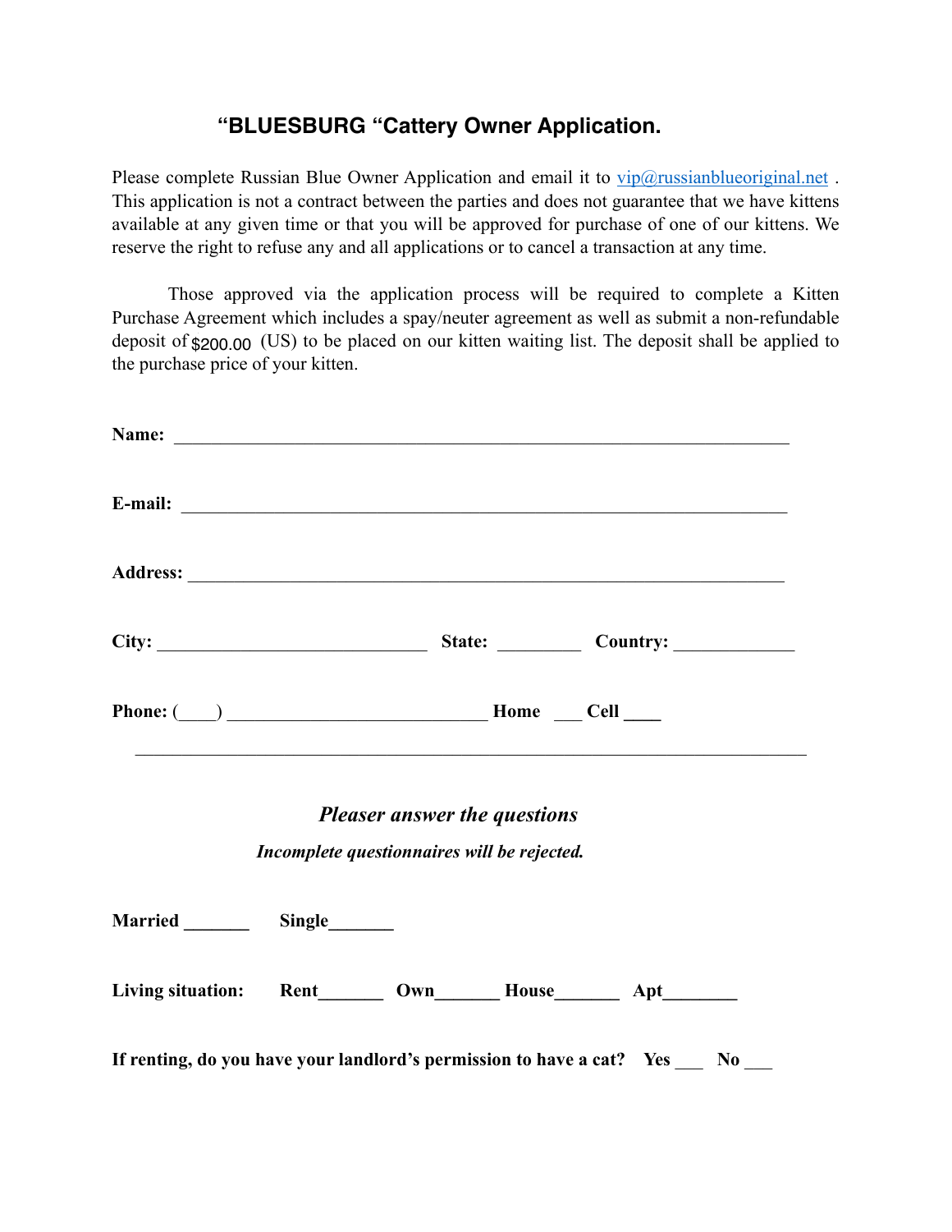# "BLUESBURG "Cattery Owner Application.

Please complete Russian Blue Owner Application and email it to vip@russianblueoriginal.net . This application is not a contract between the parties and does not guarantee that we have kittens available at any given time or that you will be approved for purchase of one of our kittens. We reserve the right to refuse any and all applications or to cancel a transaction at any time.

Those approved via the application process will be required to complete a Kitten Purchase Agreement which includes a spay/neuter agreement as well as submit a non-refundable deposit of $200.00 (US) to be placed on our kitten waiting list. The deposit shall be applied to the purchase price of your kitten.

**Name:** ____________________________________________________________________

**E-mail:** ___________________________________________________________________

**Address:** __________________________________________________________________

**City:** ______________________________ **State:** _________ **Country:** _____________

**Phone:** (____) _____________________________ **Home** ___ **Cell** ____

---

***Pleaser answer the questions***

***Incomplete questionnaires will be rejected.***

**Married** _______ **Single**_______

**Living situation:** **Rent**_______ **Own**_______ **House**_______ **Apt**________

**If renting, do you have your landlord's permission to have a cat?** **Yes** ___ **No** ___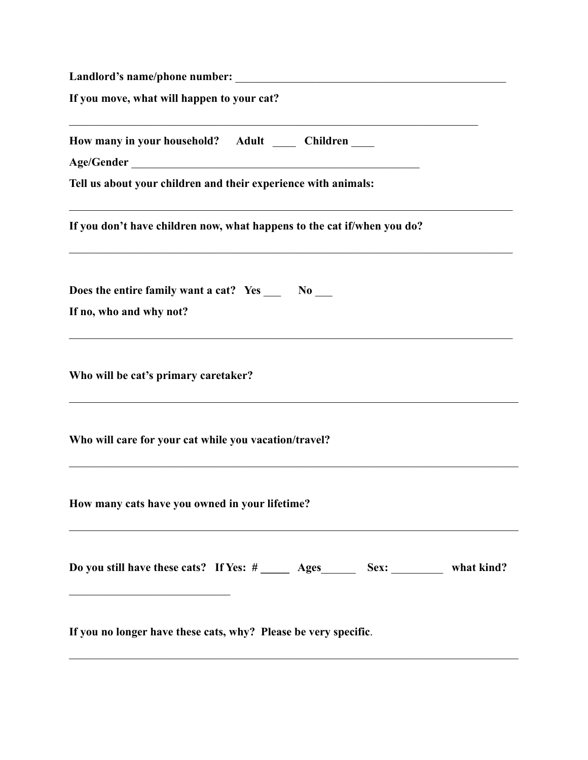**Landlord's name/phone number:** ______________________________________________

**If you move, what will happen to your cat?**

___________________________________________________________________________

**How many in your household?** **Adult** ____ **Children** ____

**Age/Gender** ________________________________________________

**Tell us about your children and their experience with animals:**

___________________________________________________________________________

**If you don't have children now, what happens to the cat if/when you do?**

___________________________________________________________________________

**Does the entire family want a cat?** **Yes** ___ **No** ___

**If no, who and why not?**

___________________________________________________________________________

**Who will be cat's primary caretaker?**

___________________________________________________________________________

**Who will care for your cat while you vacation/travel?**

___________________________________________________________________________

**How many cats have you owned in your lifetime?**

___________________________________________________________________________

**Do you still have these cats?** **If Yes: #** _____ **Ages**______ **Sex:** _________ **what kind?**

____________________________

**If you no longer have these cats, why? Please be very specific**.

___________________________________________________________________________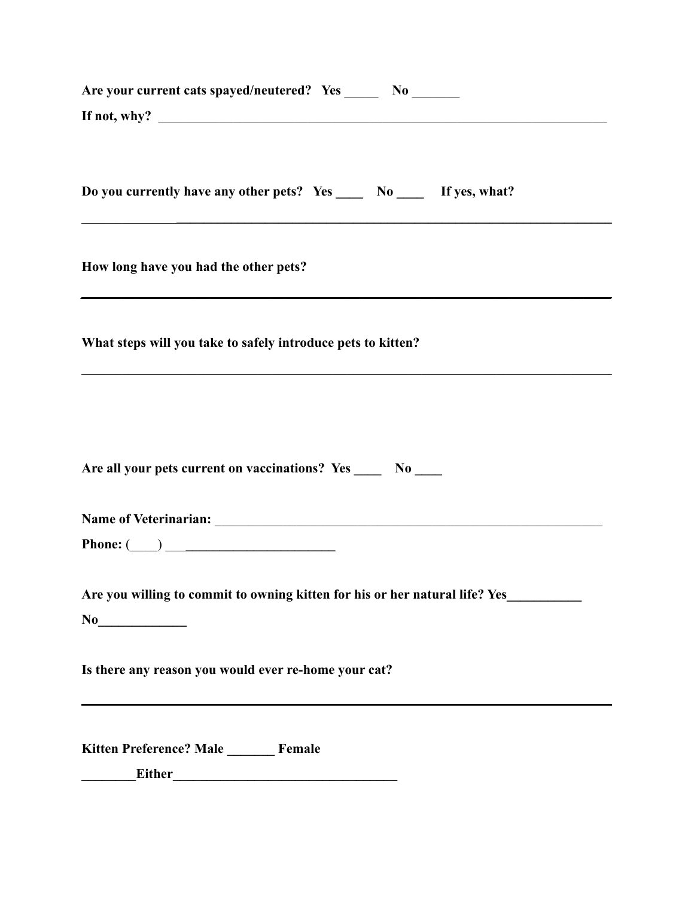**Are your current cats spayed/neutered? Yes _____ No _______**

**If not, why?** _______________________________________________________________________

**Do you currently have any other pets? Yes ____ No ____ If yes, what?**

_______________________________________________________________________________

**How long have you had the other pets?**

_______________________________________________________________________________

**What steps will you take to safely introduce pets to kitten?**

_______________________________________________________________________________

**Are all your pets current on vaccinations? Yes ____ No ____**

**Name of Veterinarian:** ___________________________________________________________

**Phone: (____) ___________________________**

**Are you willing to commit to owning kitten for his or her natural life? Yes___________ No_____________**

**Is there any reason you would ever re-home your cat?**

_______________________________________________________________________________

**Kitten Preference? Male _______ Female ________Either__________________________________**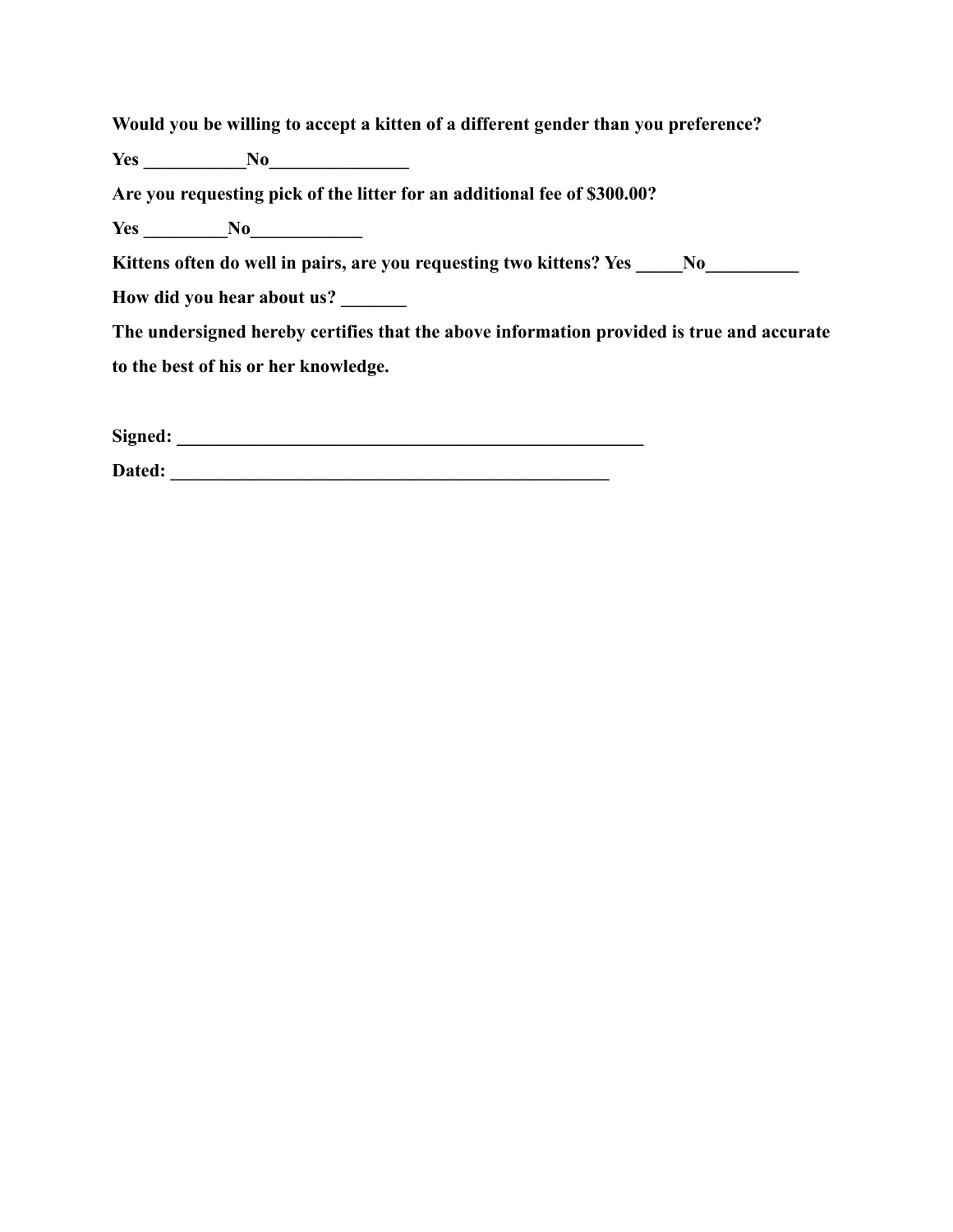**Would you be willing to accept a kitten of a different gender than you preference?**

**Yes ___________No_______________**

**Are you requesting pick of the litter for an additional fee of $300.00?**

**Yes _________No____________**

**Kittens often do well in pairs, are you requesting two kittens? Yes _____No__________**

**How did you hear about us? _______**

**The undersigned hereby certifies that the above information provided is true and accurate to the best of his or her knowledge.**

**Signed: ____________________________________________________**

**Dated: ________________________________________________**